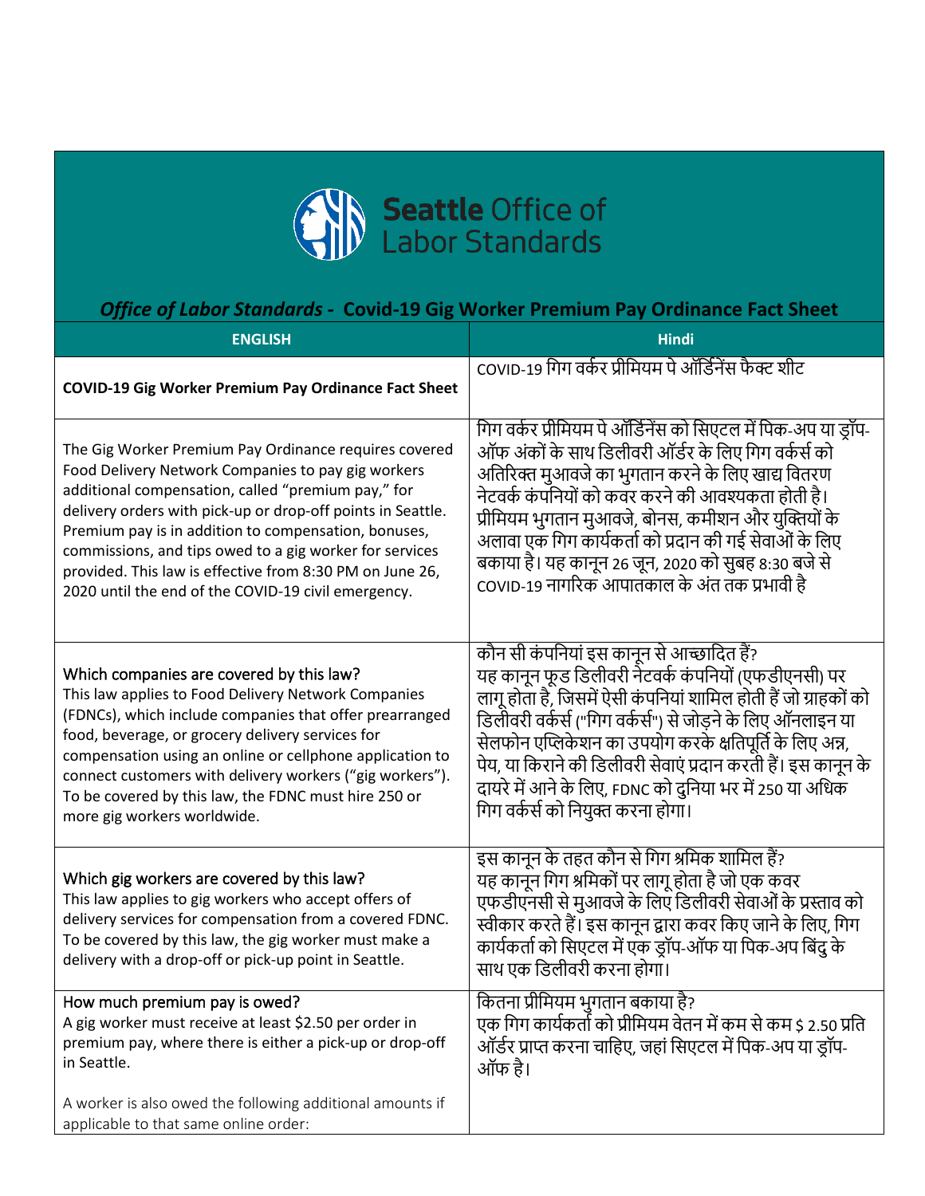Seattle Office of Labor Standards

## *Office of Labor Standards* - Covid-19 Gig Worker Premium Pay Ordinance Fact Sheet

| ENGLISH | Hindi |
|---|---|
| **COVID-19 Gig Worker Premium Pay Ordinance Fact Sheet** | COVID-19 गिग वर्कर प्रीमियम पे ऑर्डिनेंस फैक्ट शीट |
| The Gig Worker Premium Pay Ordinance requires covered Food Delivery Network Companies to pay gig workers additional compensation, called "premium pay," for delivery orders with pick-up or drop-off points in Seattle. Premium pay is in addition to compensation, bonuses, commissions, and tips owed to a gig worker for services provided. This law is effective from 8:30 PM on June 26, 2020 until the end of the COVID-19 civil emergency. | गिग वर्कर प्रीमियम पे ऑर्डिनेंस को सिएटल में पिक-अप या ड्रॉप-ऑफ अंकों के साथ डिलीवरी ऑर्डर के लिए गिग वर्कर्स को अतिरिक्त मुआवजे का भुगतान करने के लिए खाद्य वितरण नेटवर्क कंपनियों को कवर करने की आवश्यकता होती है। प्रीमियम भुगतान मुआवजे, बोनस, कमीशन और युक्तियों के अलावा एक गिग कार्यकर्ता को प्रदान की गई सेवाओं के लिए बकाया है। यह कानून 26 जून, 2020 को सुबह 8:30 बजे से COVID-19 नागरिक आपातकाल के अंत तक प्रभावी है |
| Which companies are covered by this law?<br>This law applies to Food Delivery Network Companies (FDNCs), which include companies that offer prearranged food, beverage, or grocery delivery services for compensation using an online or cellphone application to connect customers with delivery workers ("gig workers"). To be covered by this law, the FDNC must hire 250 or more gig workers worldwide. | कौन सी कंपनियां इस कानून से आच्छादित हैं?<br>यह कानून फूड डिलीवरी नेटवर्क कंपनियों (एफडीएनसी) पर लागू होता है, जिसमें ऐसी कंपनियां शामिल होती हैं जो ग्राहकों को डिलीवरी वर्कर्स ("गिग वर्कर्स") से जोड़ने के लिए ऑनलाइन या सेलफोन एप्लिकेशन का उपयोग करके क्षतिपूर्ति के लिए अन्न, पेय, या किराने की डिलीवरी सेवाएं प्रदान करती हैं। इस कानून के दायरे में आने के लिए, FDNC को दुनिया भर में 250 या अधिक गिग वर्कर्स को नियुक्त करना होगा। |
| Which gig workers are covered by this law?<br>This law applies to gig workers who accept offers of delivery services for compensation from a covered FDNC. To be covered by this law, the gig worker must make a delivery with a drop-off or pick-up point in Seattle. | इस कानून के तहत कौन से गिग श्रमिक शामिल हैं?<br>यह कानून गिग श्रमिकों पर लागू होता है जो एक कवर एफडीएनसी से मुआवजे के लिए डिलीवरी सेवाओं के प्रस्ताव को स्वीकार करते हैं। इस कानून द्वारा कवर किए जाने के लिए, गिग कार्यकर्ता को सिएटल में एक ड्रॉप-ऑफ या पिक-अप बिंदु के साथ एक डिलीवरी करना होगा। |
| How much premium pay is owed?<br>A gig worker must receive at least $2.50 per order in premium pay, where there is either a pick-up or drop-off in Seattle.<br><br>A worker is also owed the following additional amounts if applicable to that same online order: | कितना प्रीमियम भुगतान बकाया है?<br>एक गिग कार्यकर्ता को प्रीमियम वेतन में कम से कम $ 2.50 प्रति ऑर्डर प्राप्त करना चाहिए, जहां सिएटल में पिक-अप या ड्रॉप-ऑफ है। |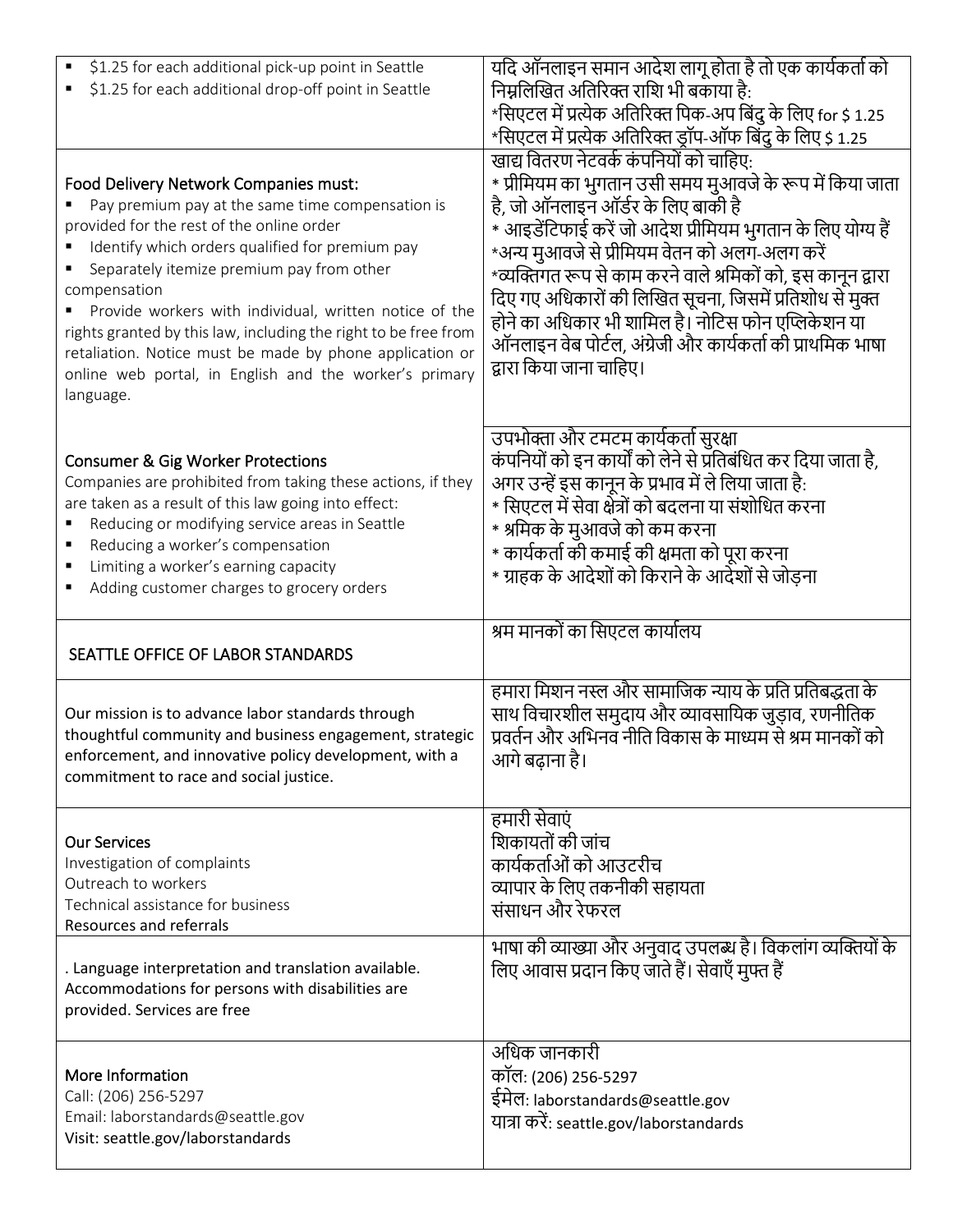| | |
|---|---|
| ▪ \$1.25 for each additional pick-up point in Seattle<br>▪ \$1.25 for each additional drop-off point in Seattle | यदि ऑनलाइन समान आदेश लागू होता है तो एक कार्यकर्ता को निम्नलिखित अतिरिक्त राशि भी बकाया है:<br>*सिएटल में प्रत्येक अतिरिक्त पिक-अप बिंदु के लिए for $ 1.25<br>*सिएटल में प्रत्येक अतिरिक्त ड्रॉप-ऑफ बिंदु के लिए $ 1.25 |
| Food Delivery Network Companies must:<br>▪ Pay premium pay at the same time compensation is provided for the rest of the online order<br>▪ Identify which orders qualified for premium pay<br>▪ Separately itemize premium pay from other compensation<br>▪ Provide workers with individual, written notice of the rights granted by this law, including the right to be free from retaliation. Notice must be made by phone application or online web portal, in English and the worker's primary language. | खाद्य वितरण नेटवर्क कंपनियों को चाहिए:<br>* प्रीमियम का भुगतान उसी समय मुआवजे के रूप में किया जाता है, जो ऑनलाइन ऑर्डर के लिए बाकी है<br>* आइडेंटिफाई करें जो आदेश प्रीमियम भुगतान के लिए योग्य हैं<br>*अन्य मुआवजे से प्रीमियम वेतन को अलग-अलग करें<br>*व्यक्तिगत रूप से काम करने वाले श्रमिकों को, इस कानून द्वारा दिए गए अधिकारों की लिखित सूचना, जिसमें प्रतिशोध से मुक्त होने का अधिकार भी शामिल है। नोटिस फोन एप्लिकेशन या ऑनलाइन वेब पोर्टल, अंग्रेजी और कार्यकर्ता की प्राथमिक भाषा द्वारा किया जाना चाहिए। |
| Consumer & Gig Worker Protections<br>Companies are prohibited from taking these actions, if they are taken as a result of this law going into effect:<br>▪ Reducing or modifying service areas in Seattle<br>▪ Reducing a worker's compensation<br>▪ Limiting a worker's earning capacity<br>▪ Adding customer charges to grocery orders | उपभोक्ता और टमटम कार्यकर्ता सुरक्षा<br>कंपनियों को इन कार्यों को लेने से प्रतिबंधित कर दिया जाता है, अगर उन्हें इस कानून के प्रभाव में ले लिया जाता है:<br>* सिएटल में सेवा क्षेत्रों को बदलना या संशोधित करना<br>* श्रमिक के मुआवजे को कम करना<br>* कार्यकर्ता की कमाई की क्षमता को पूरा करना<br>* ग्राहक के आदेशों को किराने के आदेशों से जोड़ना |
| SEATTLE OFFICE OF LABOR STANDARDS | श्रम मानकों का सिएटल कार्यालय |
| Our mission is to advance labor standards through thoughtful community and business engagement, strategic enforcement, and innovative policy development, with a commitment to race and social justice. | हमारा मिशन नस्ल और सामाजिक न्याय के प्रति प्रतिबद्धता के साथ विचारशील समुदाय और व्यावसायिक जुड़ाव, रणनीतिक प्रवर्तन और अभिनव नीति विकास के माध्यम से श्रम मानकों को आगे बढ़ाना है। |
| Our Services<br>Investigation of complaints<br>Outreach to workers<br>Technical assistance for business<br>Resources and referrals | हमारी सेवाएं<br>शिकायतों की जांच<br>कार्यकर्ताओं को आउटरीच<br>व्यापार के लिए तकनीकी सहायता<br>संसाधन और रेफरल |
| . Language interpretation and translation available. Accommodations for persons with disabilities are provided. Services are free | भाषा की व्याख्या और अनुवाद उपलब्ध है। विकलांग व्यक्तियों के लिए आवास प्रदान किए जाते हैं। सेवाएँ मुफ्त हैं |
| More Information<br>Call: (206) 256-5297<br>Email: laborstandards@seattle.gov<br>Visit: seattle.gov/laborstandards | अधिक जानकारी<br>कॉल: (206) 256-5297<br>ईमेल: laborstandards@seattle.gov<br>यात्रा करें: seattle.gov/laborstandards |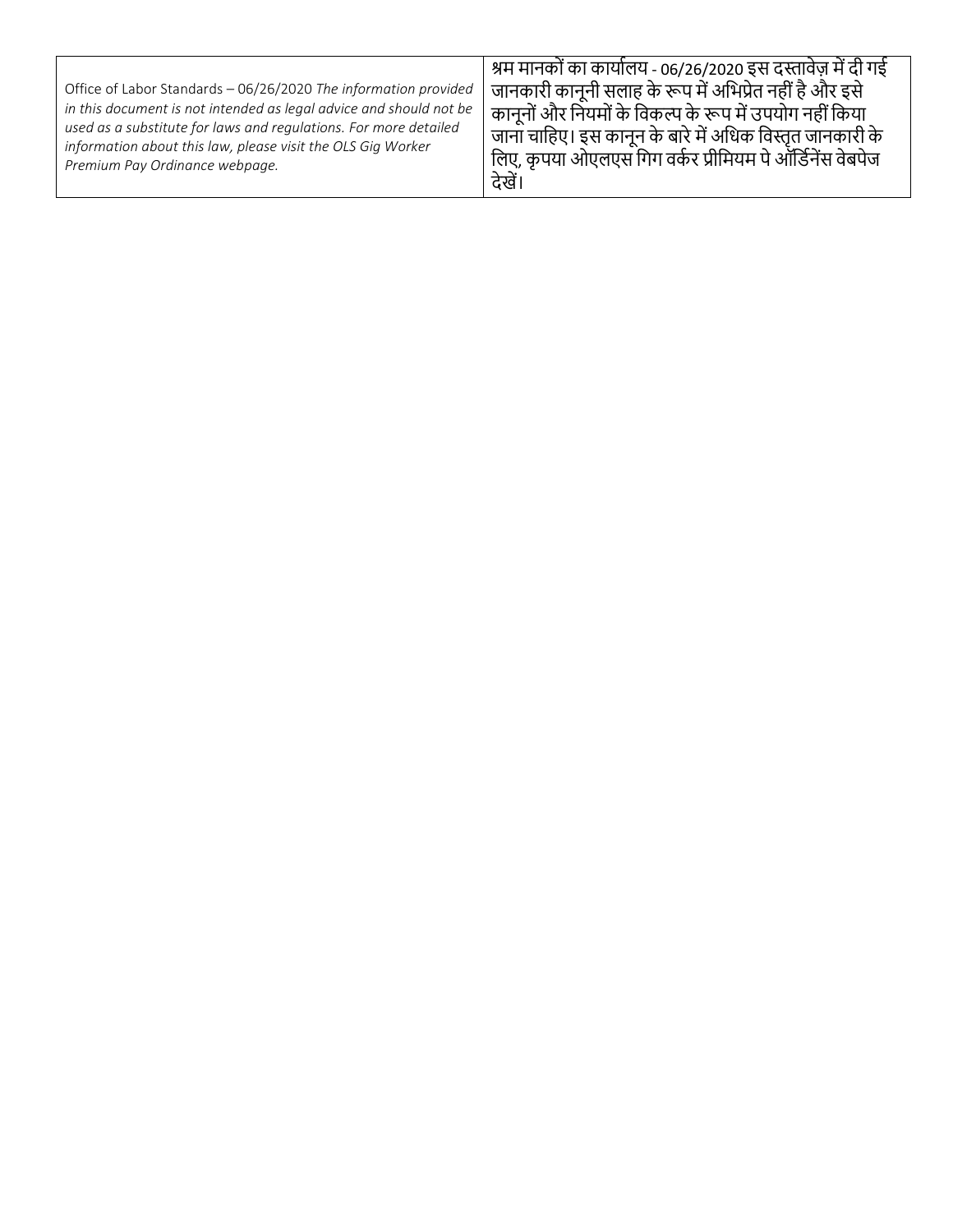| | |
|---|---|
| Office of Labor Standards – 06/26/2020 *The information provided in this document is not intended as legal advice and should not be used as a substitute for laws and regulations. For more detailed information about this law, please visit the OLS Gig Worker Premium Pay Ordinance webpage.* | श्रम मानकों का कार्यालय - 06/26/2020 इस दस्तावेज़ में दी गई जानकारी कानूनी सलाह के रूप में अभिप्रेत नहीं है और इसे कानूनों और नियमों के विकल्प के रूप में उपयोग नहीं किया जाना चाहिए। इस कानून के बारे में अधिक विस्तृत जानकारी के लिए, कृपया ओएलएस गिग वर्कर प्रीमियम पे ऑर्डिनेंस वेबपेज देखें। |